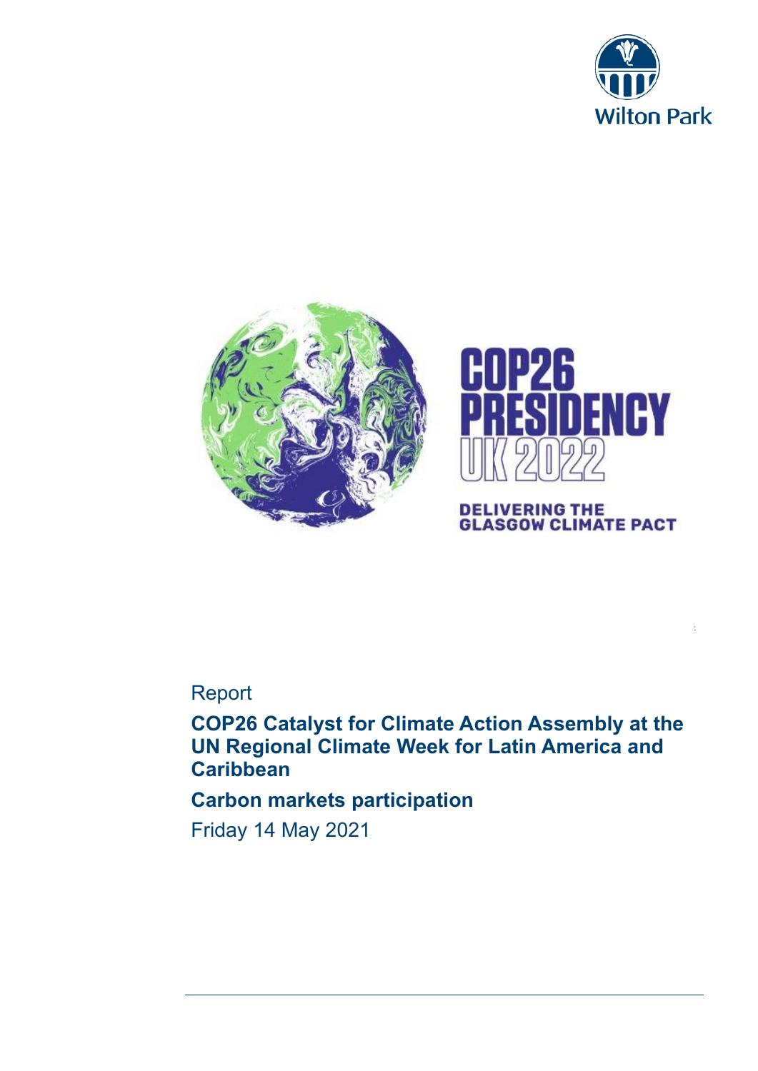Wilton Park

COP26 PRESIDENCY UK 2022

DELIVERING THE GLASGOW CLIMATE PACT

Report

# COP26 Catalyst for Climate Action Assembly at the UN Regional Climate Week for Latin America and Caribbean

## Carbon markets participation

Friday 14 May 2021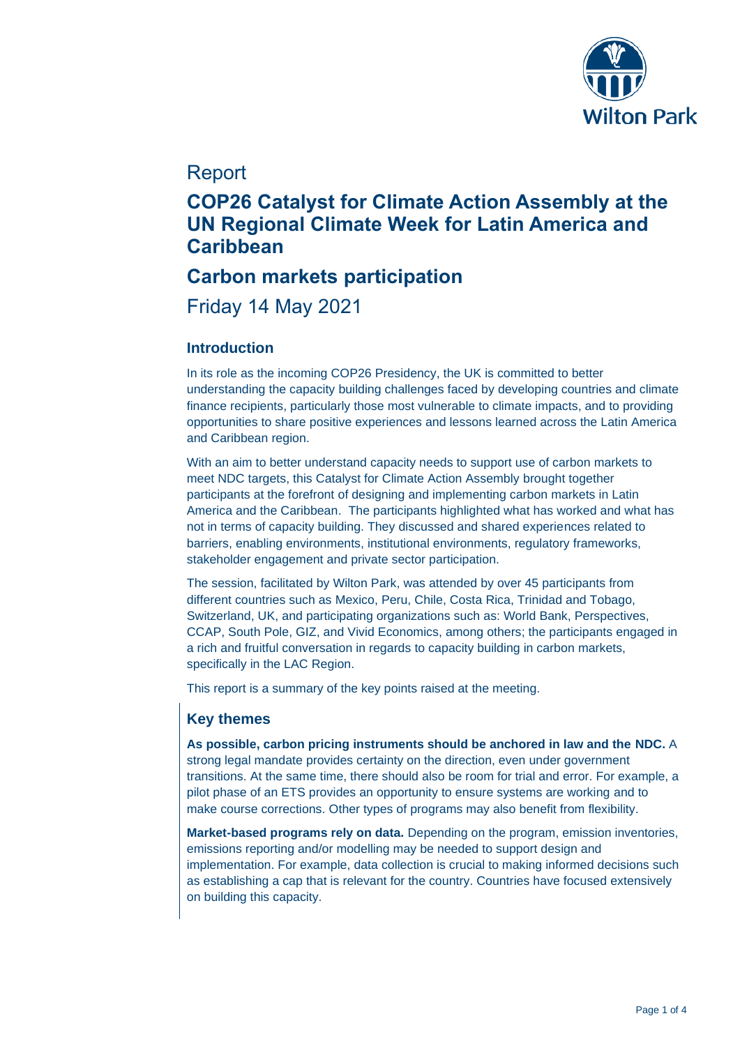## Report

# COP26 Catalyst for Climate Action Assembly at the UN Regional Climate Week for Latin America and Caribbean

# Carbon markets participation

## Friday 14 May 2021

### Introduction

In its role as the incoming COP26 Presidency, the UK is committed to better understanding the capacity building challenges faced by developing countries and climate finance recipients, particularly those most vulnerable to climate impacts, and to providing opportunities to share positive experiences and lessons learned across the Latin America and Caribbean region.

With an aim to better understand capacity needs to support use of carbon markets to meet NDC targets, this Catalyst for Climate Action Assembly brought together participants at the forefront of designing and implementing carbon markets in Latin America and the Caribbean. The participants highlighted what has worked and what has not in terms of capacity building. They discussed and shared experiences related to barriers, enabling environments, institutional environments, regulatory frameworks, stakeholder engagement and private sector participation.

The session, facilitated by Wilton Park, was attended by over 45 participants from different countries such as Mexico, Peru, Chile, Costa Rica, Trinidad and Tobago, Switzerland, UK, and participating organizations such as: World Bank, Perspectives, CCAP, South Pole, GIZ, and Vivid Economics, among others; the participants engaged in a rich and fruitful conversation in regards to capacity building in carbon markets, specifically in the LAC Region.

This report is a summary of the key points raised at the meeting.

### Key themes

**As possible, carbon pricing instruments should be anchored in law and the NDC.** A strong legal mandate provides certainty on the direction, even under government transitions. At the same time, there should also be room for trial and error. For example, a pilot phase of an ETS provides an opportunity to ensure systems are working and to make course corrections. Other types of programs may also benefit from flexibility.

**Market-based programs rely on data.** Depending on the program, emission inventories, emissions reporting and/or modelling may be needed to support design and implementation. For example, data collection is crucial to making informed decisions such as establishing a cap that is relevant for the country. Countries have focused extensively on building this capacity.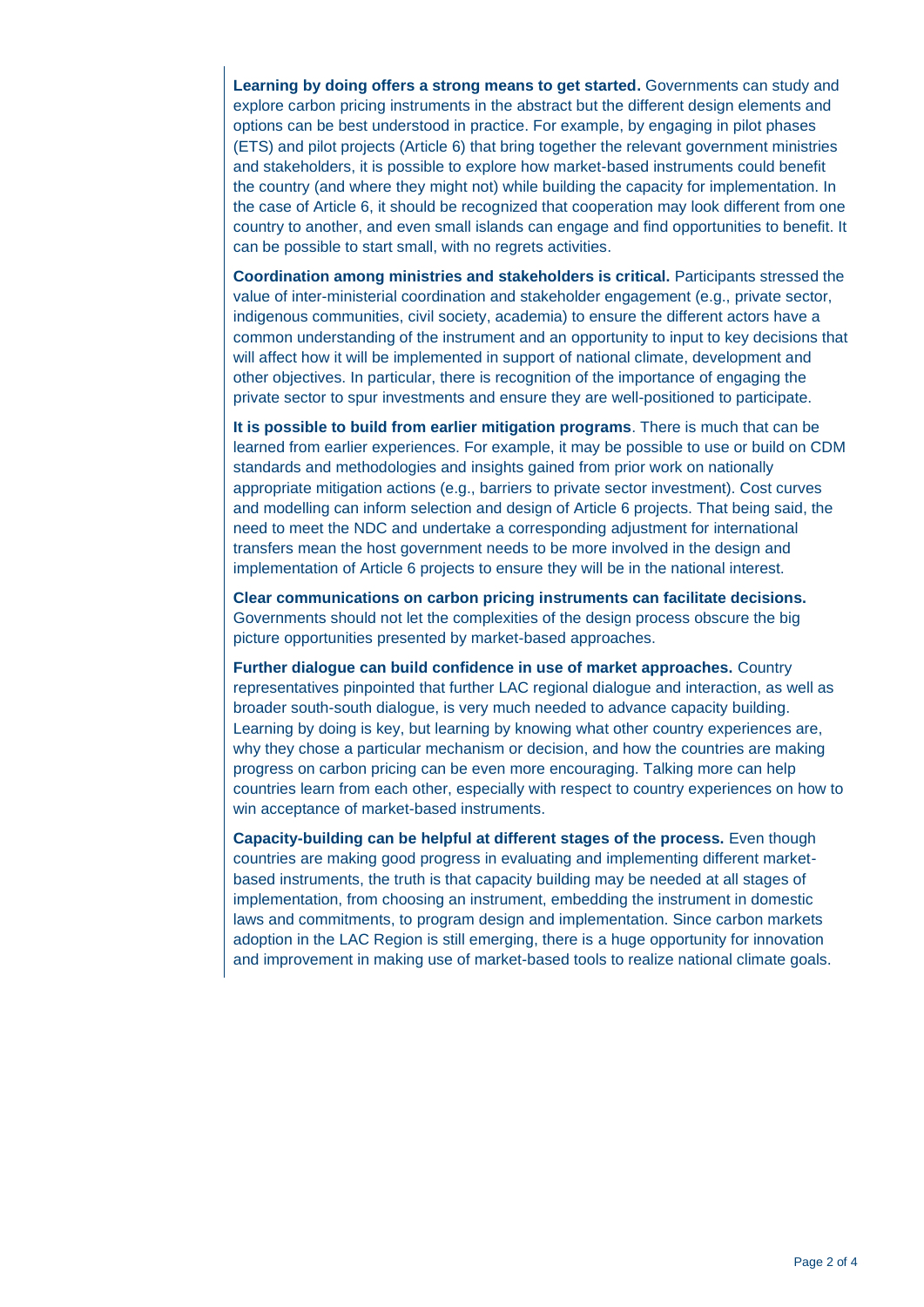**Learning by doing offers a strong means to get started.** Governments can study and explore carbon pricing instruments in the abstract but the different design elements and options can be best understood in practice. For example, by engaging in pilot phases (ETS) and pilot projects (Article 6) that bring together the relevant government ministries and stakeholders, it is possible to explore how market-based instruments could benefit the country (and where they might not) while building the capacity for implementation. In the case of Article 6, it should be recognized that cooperation may look different from one country to another, and even small islands can engage and find opportunities to benefit. It can be possible to start small, with no regrets activities.

**Coordination among ministries and stakeholders is critical.** Participants stressed the value of inter-ministerial coordination and stakeholder engagement (e.g., private sector, indigenous communities, civil society, academia) to ensure the different actors have a common understanding of the instrument and an opportunity to input to key decisions that will affect how it will be implemented in support of national climate, development and other objectives. In particular, there is recognition of the importance of engaging the private sector to spur investments and ensure they are well-positioned to participate.

**It is possible to build from earlier mitigation programs**. There is much that can be learned from earlier experiences. For example, it may be possible to use or build on CDM standards and methodologies and insights gained from prior work on nationally appropriate mitigation actions (e.g., barriers to private sector investment). Cost curves and modelling can inform selection and design of Article 6 projects. That being said, the need to meet the NDC and undertake a corresponding adjustment for international transfers mean the host government needs to be more involved in the design and implementation of Article 6 projects to ensure they will be in the national interest.

**Clear communications on carbon pricing instruments can facilitate decisions.** Governments should not let the complexities of the design process obscure the big picture opportunities presented by market-based approaches.

**Further dialogue can build confidence in use of market approaches.** Country representatives pinpointed that further LAC regional dialogue and interaction, as well as broader south-south dialogue, is very much needed to advance capacity building. Learning by doing is key, but learning by knowing what other country experiences are, why they chose a particular mechanism or decision, and how the countries are making progress on carbon pricing can be even more encouraging. Talking more can help countries learn from each other, especially with respect to country experiences on how to win acceptance of market-based instruments.

**Capacity-building can be helpful at different stages of the process.** Even though countries are making good progress in evaluating and implementing different market-based instruments, the truth is that capacity building may be needed at all stages of implementation, from choosing an instrument, embedding the instrument in domestic laws and commitments, to program design and implementation. Since carbon markets adoption in the LAC Region is still emerging, there is a huge opportunity for innovation and improvement in making use of market-based tools to realize national climate goals.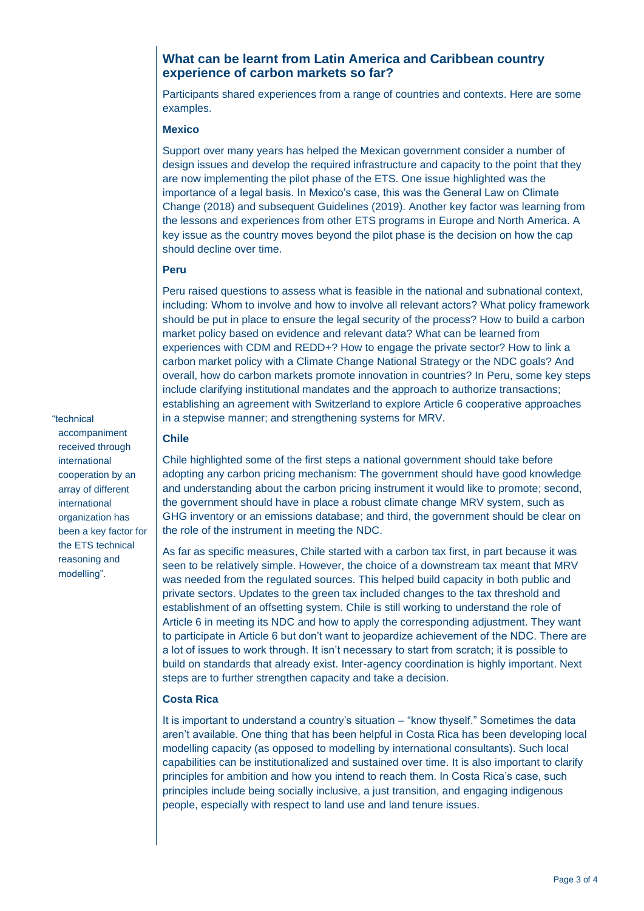## What can be learnt from Latin America and Caribbean country experience of carbon markets so far?

Participants shared experiences from a range of countries and contexts. Here are some examples.

### Mexico

Support over many years has helped the Mexican government consider a number of design issues and develop the required infrastructure and capacity to the point that they are now implementing the pilot phase of the ETS. One issue highlighted was the importance of a legal basis. In Mexico's case, this was the General Law on Climate Change (2018) and subsequent Guidelines (2019). Another key factor was learning from the lessons and experiences from other ETS programs in Europe and North America. A key issue as the country moves beyond the pilot phase is the decision on how the cap should decline over time.

"technical accompaniment received through international cooperation by an array of different international organization has been a key factor for the ETS technical reasoning and modelling".

### Peru

Peru raised questions to assess what is feasible in the national and subnational context, including: Whom to involve and how to involve all relevant actors? What policy framework should be put in place to ensure the legal security of the process? How to build a carbon market policy based on evidence and relevant data? What can be learned from experiences with CDM and REDD+? How to engage the private sector? How to link a carbon market policy with a Climate Change National Strategy or the NDC goals? And overall, how do carbon markets promote innovation in countries? In Peru, some key steps include clarifying institutional mandates and the approach to authorize transactions; establishing an agreement with Switzerland to explore Article 6 cooperative approaches in a stepwise manner; and strengthening systems for MRV.

### Chile

Chile highlighted some of the first steps a national government should take before adopting any carbon pricing mechanism: The government should have good knowledge and understanding about the carbon pricing instrument it would like to promote; second, the government should have in place a robust climate change MRV system, such as GHG inventory or an emissions database; and third, the government should be clear on the role of the instrument in meeting the NDC.

As far as specific measures, Chile started with a carbon tax first, in part because it was seen to be relatively simple. However, the choice of a downstream tax meant that MRV was needed from the regulated sources. This helped build capacity in both public and private sectors. Updates to the green tax included changes to the tax threshold and establishment of an offsetting system. Chile is still working to understand the role of Article 6 in meeting its NDC and how to apply the corresponding adjustment. They want to participate in Article 6 but don't want to jeopardize achievement of the NDC. There are a lot of issues to work through. It isn't necessary to start from scratch; it is possible to build on standards that already exist. Inter-agency coordination is highly important. Next steps are to further strengthen capacity and take a decision.

### Costa Rica

It is important to understand a country's situation – "know thyself." Sometimes the data aren't available. One thing that has been helpful in Costa Rica has been developing local modelling capacity (as opposed to modelling by international consultants). Such local capabilities can be institutionalized and sustained over time. It is also important to clarify principles for ambition and how you intend to reach them. In Costa Rica's case, such principles include being socially inclusive, a just transition, and engaging indigenous people, especially with respect to land use and land tenure issues.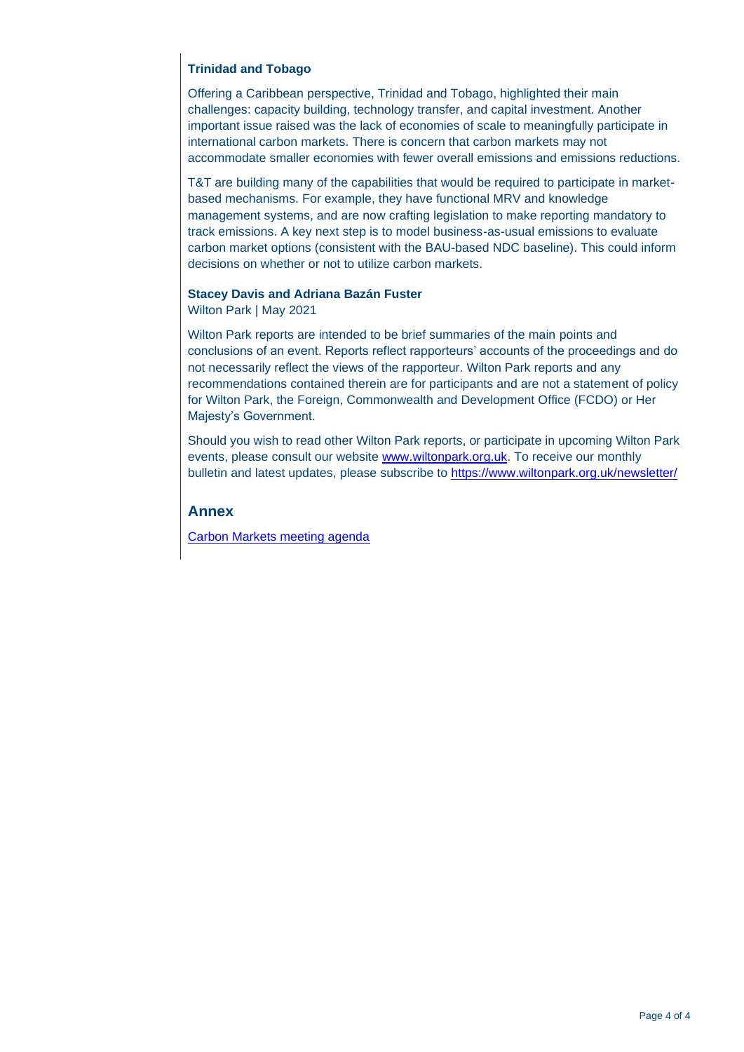### Trinidad and Tobago

Offering a Caribbean perspective, Trinidad and Tobago, highlighted their main challenges: capacity building, technology transfer, and capital investment. Another important issue raised was the lack of economies of scale to meaningfully participate in international carbon markets. There is concern that carbon markets may not accommodate smaller economies with fewer overall emissions and emissions reductions.

T&T are building many of the capabilities that would be required to participate in market-based mechanisms. For example, they have functional MRV and knowledge management systems, and are now crafting legislation to make reporting mandatory to track emissions. A key next step is to model business-as-usual emissions to evaluate carbon market options (consistent with the BAU-based NDC baseline). This could inform decisions on whether or not to utilize carbon markets.

**Stacey Davis and Adriana Bazán Fuster**
Wilton Park | May 2021

Wilton Park reports are intended to be brief summaries of the main points and conclusions of an event. Reports reflect rapporteurs' accounts of the proceedings and do not necessarily reflect the views of the rapporteur. Wilton Park reports and any recommendations contained therein are for participants and are not a statement of policy for Wilton Park, the Foreign, Commonwealth and Development Office (FCDO) or Her Majesty's Government.

Should you wish to read other Wilton Park reports, or participate in upcoming Wilton Park events, please consult our website [www.wiltonpark.org.uk](http://www.wiltonpark.org.uk). To receive our monthly bulletin and latest updates, please subscribe to [https://www.wiltonpark.org.uk/newsletter/](https://www.wiltonpark.org.uk/newsletter/)

## Annex

Carbon Markets meeting agenda